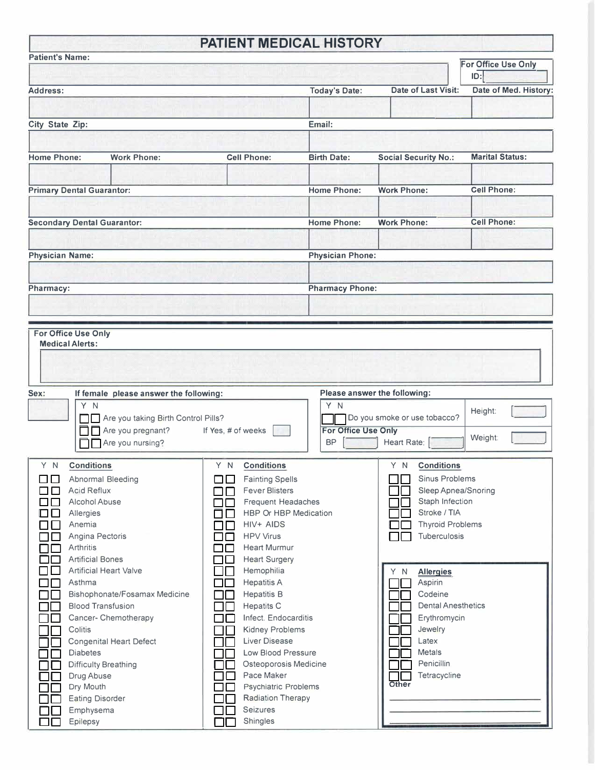# PATIENT MEDICAL HISTORY

| Patient's Name: | | | For Office Use Only ID: |
|---|---|---|---|
| | | | |

| Address: | Today's Date: | Date of Last Visit: | Date of Med. History: |
|---|---|---|---|
| | | | |

| City State Zip: | Email: |
|---|---|
| | |

| Home Phone: | Work Phone: | Cell Phone: | Birth Date: | Social Security No.: | Marital Status: |
|---|---|---|---|---|---|
| | | | | | |

| Primary Dental Guarantor: | Home Phone: | Work Phone: | Cell Phone: |
|---|---|---|---|
| | | | |

| Secondary Dental Guarantor: | Home Phone: | Work Phone: | Cell Phone: |
|---|---|---|---|
| | | | |

| Physician Name: | Physician Phone: |
|---|---|
| | |

| Pharmacy: | Pharmacy Phone: |
|---|---|
| | |

**For Office Use Only**
**Medical Alerts:**

**Sex:** ______

**If female please answer the following:**

| Y | N | |
|---|---|---|
| ☐ | ☐ | Are you taking Birth Control Pills? |
| ☐ | ☐ | Are you pregnant? If Yes, # of weeks ____ |
| ☐ | ☐ | Are you nursing? |

**Please answer the following:**

| Y | N | | |
|---|---|---|---|
| ☐ | ☐ | Do you smoke or use tobacco? | Height: ____ |

**For Office Use Only**
BP ____ Heart Rate: ____ Weight: ____

| Y | N | Conditions |
|---|---|---|
| ☐ | ☐ | Abnormal Bleeding |
| ☐ | ☐ | Acid Reflux |
| ☐ | ☐ | Alcohol Abuse |
| ☐ | ☐ | Allergies |
| ☐ | ☐ | Anemia |
| ☐ | ☐ | Angina Pectoris |
| ☐ | ☐ | Arthritis |
| ☐ | ☐ | Artificial Bones |
| ☐ | ☐ | Artificial Heart Valve |
| ☐ | ☐ | Asthma |
| ☐ | ☐ | Bishophonate/Fosamax Medicine |
| ☐ | ☐ | Blood Transfusion |
| ☐ | ☐ | Cancer- Chemotherapy |
| ☐ | ☐ | Colitis |
| ☐ | ☐ | Congenital Heart Defect |
| ☐ | ☐ | Diabetes |
| ☐ | ☐ | Difficulty Breathing |
| ☐ | ☐ | Drug Abuse |
| ☐ | ☐ | Dry Mouth |
| ☐ | ☐ | Eating Disorder |
| ☐ | ☐ | Emphysema |
| ☐ | ☐ | Epilepsy |

| Y | N | Conditions |
|---|---|---|
| ☐ | ☐ | Fainting Spells |
| ☐ | ☐ | Fever Blisters |
| ☐ | ☐ | Frequent Headaches |
| ☐ | ☐ | HBP Or HBP Medication |
| ☐ | ☐ | HIV+ AIDS |
| ☐ | ☐ | HPV Virus |
| ☐ | ☐ | Heart Murmur |
| ☐ | ☐ | Heart Surgery |
| ☐ | ☐ | Hemophilia |
| ☐ | ☐ | Hepatitis A |
| ☐ | ☐ | Hepatitis B |
| ☐ | ☐ | Hepatits C |
| ☐ | ☐ | Infect. Endocarditis |
| ☐ | ☐ | Kidney Problems |
| ☐ | ☐ | Liver Disease |
| ☐ | ☐ | Low Blood Pressure |
| ☐ | ☐ | Osteoporosis Medicine |
| ☐ | ☐ | Pace Maker |
| ☐ | ☐ | Psychiatric Problems |
| ☐ | ☐ | Radiation Therapy |
| ☐ | ☐ | Seizures |
| ☐ | ☐ | Shingles |

| Y | N | Conditions |
|---|---|---|
| ☐ | ☐ | Sinus Problems |
| ☐ | ☐ | Sleep Apnea/Snoring |
| ☐ | ☐ | Staph Infection |
| ☐ | ☐ | Stroke / TIA |
| ☐ | ☐ | Thyroid Problems |
| ☐ | ☐ | Tuberculosis |

| Y | N | Allergies |
|---|---|---|
| ☐ | ☐ | Aspirin |
| ☐ | ☐ | Codeine |
| ☐ | ☐ | Dental Anesthetics |
| ☐ | ☐ | Erythromycin |
| ☐ | ☐ | Jewelry |
| ☐ | ☐ | Latex |
| ☐ | ☐ | Metals |
| ☐ | ☐ | Penicillin |
| ☐ | ☐ | Tetracycline |

Other
______________________
______________________
______________________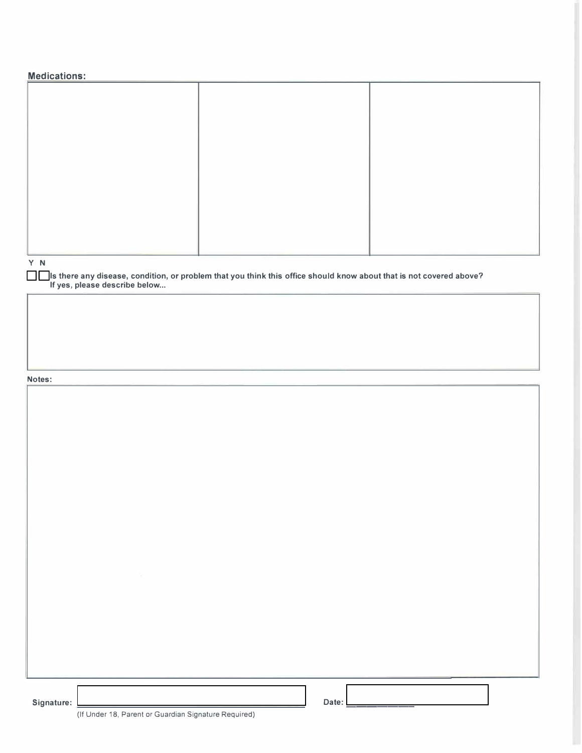**Medications:**

| | | |
|---|---|---|
| | | |

Y N

☐ ☐ **Is there any disease, condition, or problem that you think this office should know about that is not covered above?**
**If yes, please describe below...**

**Notes:**

**Signature:** ______________________ **Date:** ______________

(If Under 18, Parent or Guardian Signature Required)